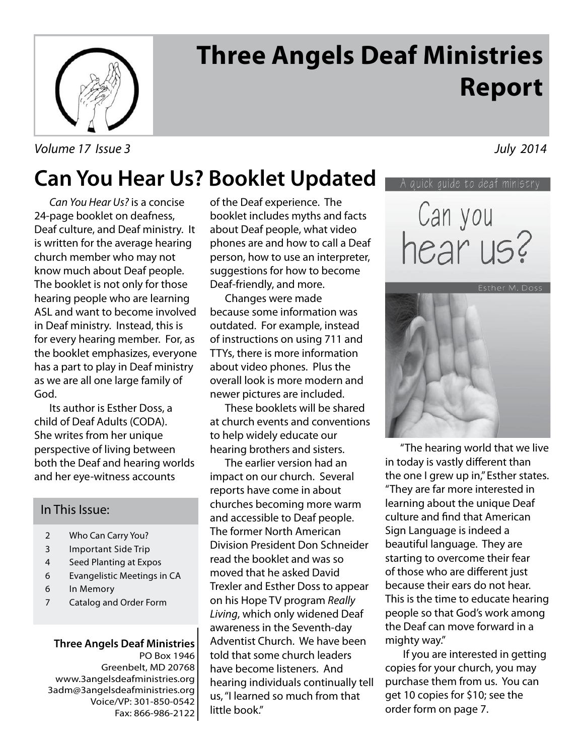# Three Angels Deaf Ministries Report

*Volume 17 Issue 3* *July 2014*

## Can You Hear Us? Booklet Updated

*Can You Hear Us?* is a concise 24-page booklet on deafness, Deaf culture, and Deaf ministry. It is written for the average hearing church member who may not know much about Deaf people. The booklet is not only for those hearing people who are learning ASL and want to become involved in Deaf ministry. Instead, this is for every hearing member. For, as the booklet emphasizes, everyone has a part to play in Deaf ministry as we are all one large family of God.

Its author is Esther Doss, a child of Deaf Adults (CODA). She writes from her unique perspective of living between both the Deaf and hearing worlds and her eye-witness accounts of the Deaf experience. The booklet includes myths and facts about Deaf people, what video phones are and how to call a Deaf person, how to use an interpreter, suggestions for how to become Deaf-friendly, and more.

Changes were made because some information was outdated. For example, instead of instructions on using 711 and TTYs, there is more information about video phones. Plus the overall look is more modern and newer pictures are included.

These booklets will be shared at church events and conventions to help widely educate our hearing brothers and sisters.

The earlier version had an impact on our church. Several reports have come in about churches becoming more warm and accessible to Deaf people. The former North American Division President Don Schneider read the booklet and was so moved that he asked David Trexler and Esther Doss to appear on his Hope TV program *Really Living*, which only widened Deaf awareness in the Seventh-day Adventist Church. We have been told that some church leaders have become listeners. And hearing individuals continually tell us, "I learned so much from that little book."

A quick guide to deaf ministry

Can you hear us?

Esther M. Doss

"The hearing world that we live in today is vastly different than the one I grew up in," Esther states. "They are far more interested in learning about the unique Deaf culture and find that American Sign Language is indeed a beautiful language. They are starting to overcome their fear of those who are different just because their ears do not hear. This is the time to educate hearing people so that God's work among the Deaf can move forward in a mighty way."

If you are interested in getting copies for your church, you may purchase them from us. You can get 10 copies for $10; see the order form on page 7.

### In This Issue:

- 2 Who Can Carry You?
- 3 Important Side Trip
- 4 Seed Planting at Expos
- 6 Evangelistic Meetings in CA
- 6 In Memory
- 7 Catalog and Order Form

**Three Angels Deaf Ministries**
PO Box 1946
Greenbelt, MD 20768
www.3angelsdeafministries.org
3adm@3angelsdeafministries.org
Voice/VP: 301-850-0542
Fax: 866-986-2122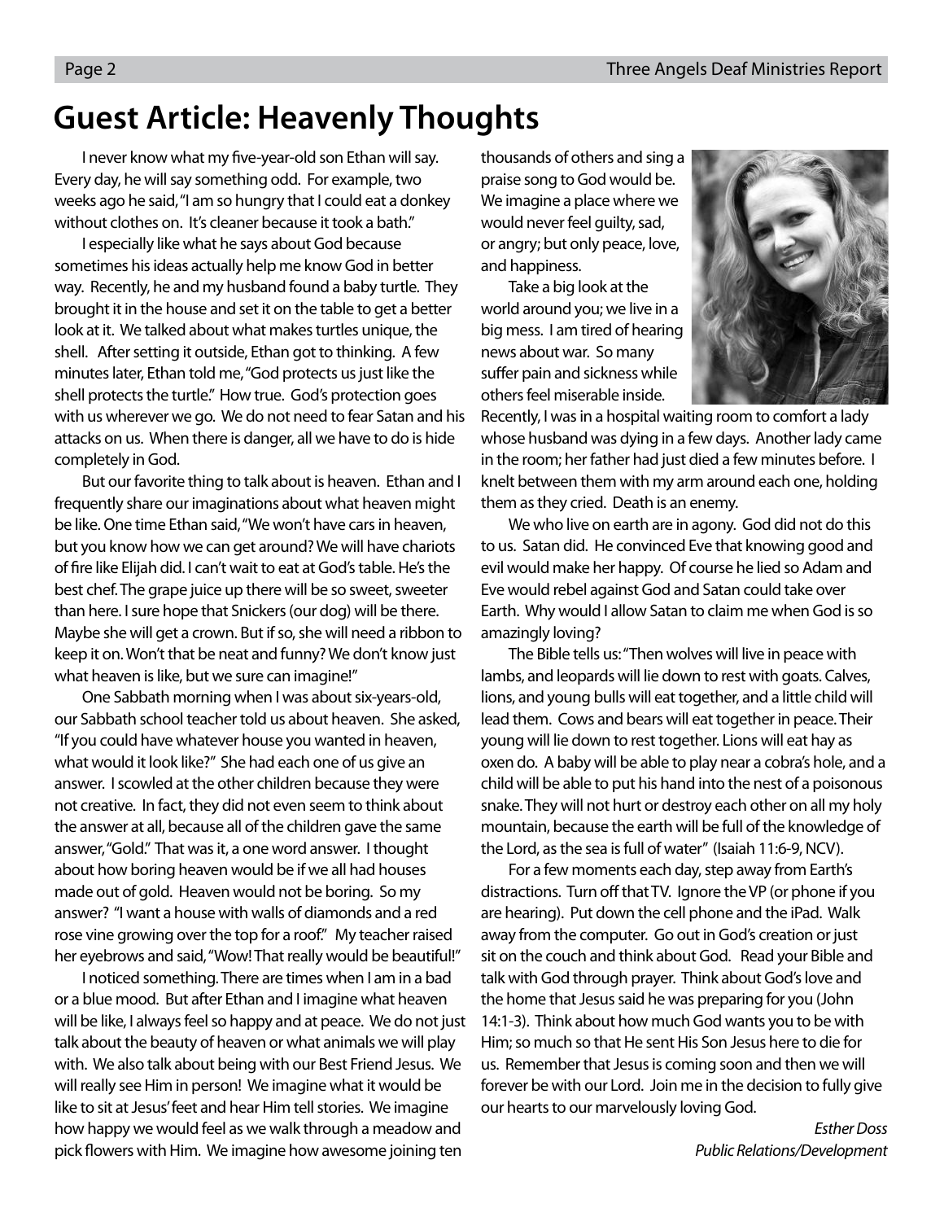# Guest Article: Heavenly Thoughts

I never know what my five-year-old son Ethan will say. Every day, he will say something odd. For example, two weeks ago he said, "I am so hungry that I could eat a donkey without clothes on. It's cleaner because it took a bath."

I especially like what he says about God because sometimes his ideas actually help me know God in better way. Recently, he and my husband found a baby turtle. They brought it in the house and set it on the table to get a better look at it. We talked about what makes turtles unique, the shell. After setting it outside, Ethan got to thinking. A few minutes later, Ethan told me, "God protects us just like the shell protects the turtle." How true. God's protection goes with us wherever we go. We do not need to fear Satan and his attacks on us. When there is danger, all we have to do is hide completely in God.

But our favorite thing to talk about is heaven. Ethan and I frequently share our imaginations about what heaven might be like. One time Ethan said, "We won't have cars in heaven, but you know how we can get around? We will have chariots of fire like Elijah did. I can't wait to eat at God's table. He's the best chef. The grape juice up there will be so sweet, sweeter than here. I sure hope that Snickers (our dog) will be there. Maybe she will get a crown. But if so, she will need a ribbon to keep it on. Won't that be neat and funny? We don't know just what heaven is like, but we sure can imagine!"

One Sabbath morning when I was about six-years-old, our Sabbath school teacher told us about heaven. She asked, "If you could have whatever house you wanted in heaven, what would it look like?" She had each one of us give an answer. I scowled at the other children because they were not creative. In fact, they did not even seem to think about the answer at all, because all of the children gave the same answer, "Gold." That was it, a one word answer. I thought about how boring heaven would be if we all had houses made out of gold. Heaven would not be boring. So my answer? "I want a house with walls of diamonds and a red rose vine growing over the top for a roof." My teacher raised her eyebrows and said, "Wow! That really would be beautiful!"

I noticed something. There are times when I am in a bad or a blue mood. But after Ethan and I imagine what heaven will be like, I always feel so happy and at peace. We do not just talk about the beauty of heaven or what animals we will play with. We also talk about being with our Best Friend Jesus. We will really see Him in person! We imagine what it would be like to sit at Jesus' feet and hear Him tell stories. We imagine how happy we would feel as we walk through a meadow and pick flowers with Him. We imagine how awesome joining ten thousands of others and sing a praise song to God would be. We imagine a place where we would never feel guilty, sad, or angry; but only peace, love, and happiness.

Take a big look at the world around you; we live in a big mess. I am tired of hearing news about war. So many suffer pain and sickness while others feel miserable inside. Recently, I was in a hospital waiting room to comfort a lady whose husband was dying in a few days. Another lady came in the room; her father had just died a few minutes before. I knelt between them with my arm around each one, holding them as they cried. Death is an enemy.

We who live on earth are in agony. God did not do this to us. Satan did. He convinced Eve that knowing good and evil would make her happy. Of course he lied so Adam and Eve would rebel against God and Satan could take over Earth. Why would I allow Satan to claim me when God is so amazingly loving?

The Bible tells us: "Then wolves will live in peace with lambs, and leopards will lie down to rest with goats. Calves, lions, and young bulls will eat together, and a little child will lead them. Cows and bears will eat together in peace. Their young will lie down to rest together. Lions will eat hay as oxen do. A baby will be able to play near a cobra's hole, and a child will be able to put his hand into the nest of a poisonous snake. They will not hurt or destroy each other on all my holy mountain, because the earth will be full of the knowledge of the Lord, as the sea is full of water" (Isaiah 11:6-9, NCV).

For a few moments each day, step away from Earth's distractions. Turn off that TV. Ignore the VP (or phone if you are hearing). Put down the cell phone and the iPad. Walk away from the computer. Go out in God's creation or just sit on the couch and think about God. Read your Bible and talk with God through prayer. Think about God's love and the home that Jesus said he was preparing for you (John 14:1-3). Think about how much God wants you to be with Him; so much so that He sent His Son Jesus here to die for us. Remember that Jesus is coming soon and then we will forever be with our Lord. Join me in the decision to fully give our hearts to our marvelously loving God.

*Esther Doss*
*Public Relations/Development*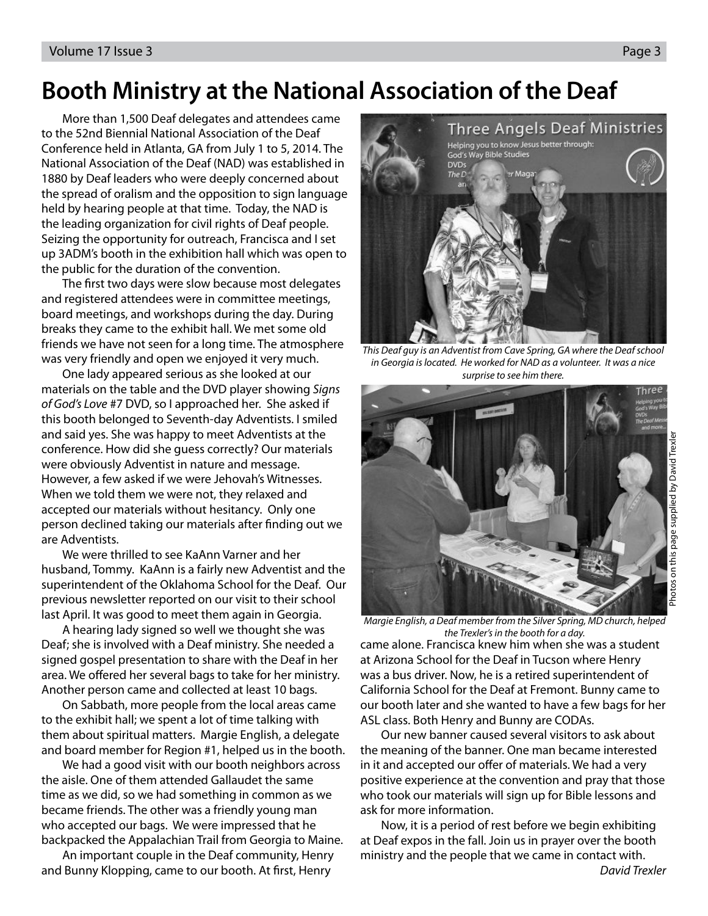# Booth Ministry at the National Association of the Deaf

More than 1,500 Deaf delegates and attendees came to the 52nd Biennial National Association of the Deaf Conference held in Atlanta, GA from July 1 to 5, 2014. The National Association of the Deaf (NAD) was established in 1880 by Deaf leaders who were deeply concerned about the spread of oralism and the opposition to sign language held by hearing people at that time. Today, the NAD is the leading organization for civil rights of Deaf people. Seizing the opportunity for outreach, Francisca and I set up 3ADM's booth in the exhibition hall which was open to the public for the duration of the convention.

The first two days were slow because most delegates and registered attendees were in committee meetings, board meetings, and workshops during the day. During breaks they came to the exhibit hall. We met some old friends we have not seen for a long time. The atmosphere was very friendly and open we enjoyed it very much.

One lady appeared serious as she looked at our materials on the table and the DVD player showing *Signs of God's Love* #7 DVD, so I approached her. She asked if this booth belonged to Seventh-day Adventists. I smiled and said yes. She was happy to meet Adventists at the conference. How did she guess correctly? Our materials were obviously Adventist in nature and message. However, a few asked if we were Jehovah's Witnesses. When we told them we were not, they relaxed and accepted our materials without hesitancy. Only one person declined taking our materials after finding out we are Adventists.

We were thrilled to see KaAnn Varner and her husband, Tommy. KaAnn is a fairly new Adventist and the superintendent of the Oklahoma School for the Deaf. Our previous newsletter reported on our visit to their school last April. It was good to meet them again in Georgia.

A hearing lady signed so well we thought she was Deaf; she is involved with a Deaf ministry. She needed a signed gospel presentation to share with the Deaf in her area. We offered her several bags to take for her ministry. Another person came and collected at least 10 bags.

On Sabbath, more people from the local areas came to the exhibit hall; we spent a lot of time talking with them about spiritual matters. Margie English, a delegate and board member for Region #1, helped us in the booth.

We had a good visit with our booth neighbors across the aisle. One of them attended Gallaudet the same time as we did, so we had something in common as we became friends. The other was a friendly young man who accepted our bags. We were impressed that he backpacked the Appalachian Trail from Georgia to Maine.

An important couple in the Deaf community, Henry and Bunny Klopping, came to our booth. At first, Henry came alone. Francisca knew him when she was a student at Arizona School for the Deaf in Tucson where Henry was a bus driver. Now, he is a retired superintendent of California School for the Deaf at Fremont. Bunny came to our booth later and she wanted to have a few bags for her ASL class. Both Henry and Bunny are CODAs.

Our new banner caused several visitors to ask about the meaning of the banner. One man became interested in it and accepted our offer of materials. We had a very positive experience at the convention and pray that those who took our materials will sign up for Bible lessons and ask for more information.

Now, it is a period of rest before we begin exhibiting at Deaf expos in the fall. Join us in prayer over the booth ministry and the people that we came in contact with.

*David Trexler*

*This Deaf guy is an Adventist from Cave Spring, GA where the Deaf school in Georgia is located. He worked for NAD as a volunteer. It was a nice surprise to see him there.*

*Margie English, a Deaf member from the Silver Spring, MD church, helped the Trexler's in the booth for a day.*

Photos on this page supplied by David Trexler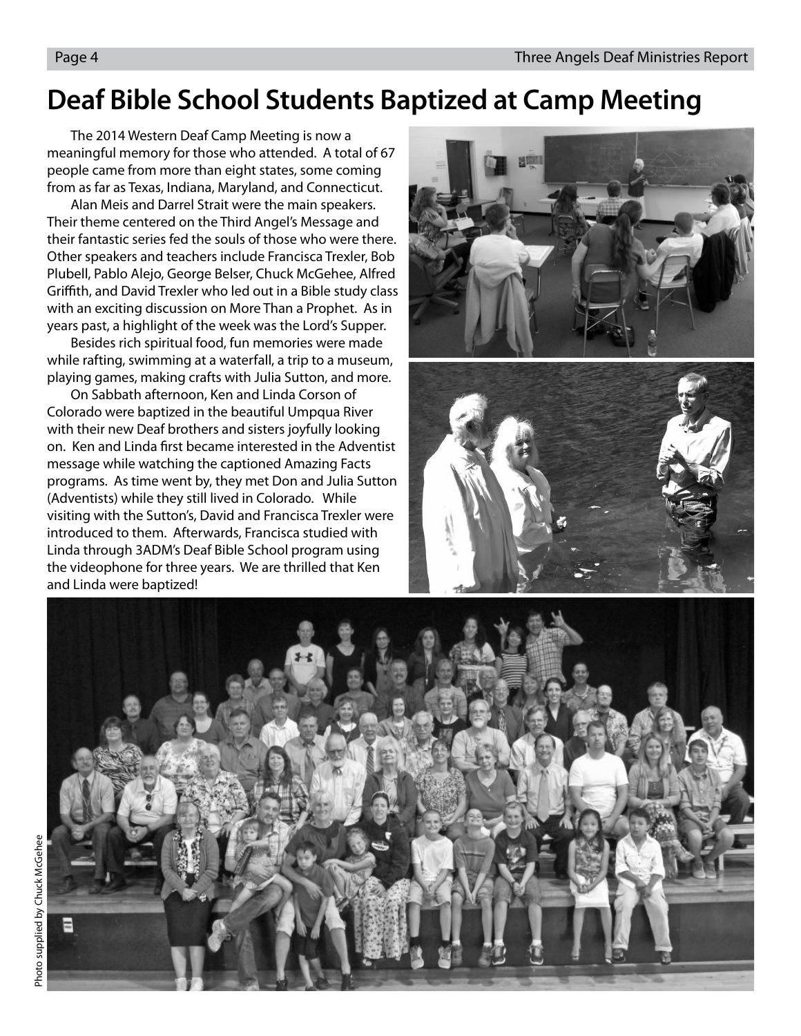# Deaf Bible School Students Baptized at Camp Meeting

The 2014 Western Deaf Camp Meeting is now a meaningful memory for those who attended. A total of 67 people came from more than eight states, some coming from as far as Texas, Indiana, Maryland, and Connecticut.

Alan Meis and Darrel Strait were the main speakers. Their theme centered on the Third Angel's Message and their fantastic series fed the souls of those who were there. Other speakers and teachers include Francisca Trexler, Bob Plubell, Pablo Alejo, George Belser, Chuck McGehee, Alfred Griffith, and David Trexler who led out in a Bible study class with an exciting discussion on More Than a Prophet. As in years past, a highlight of the week was the Lord's Supper.

Besides rich spiritual food, fun memories were made while rafting, swimming at a waterfall, a trip to a museum, playing games, making crafts with Julia Sutton, and more.

On Sabbath afternoon, Ken and Linda Corson of Colorado were baptized in the beautiful Umpqua River with their new Deaf brothers and sisters joyfully looking on. Ken and Linda first became interested in the Adventist message while watching the captioned Amazing Facts programs. As time went by, they met Don and Julia Sutton (Adventists) while they still lived in Colorado. While visiting with the Sutton's, David and Francisca Trexler were introduced to them. Afterwards, Francisca studied with Linda through 3ADM's Deaf Bible School program using the videophone for three years. We are thrilled that Ken and Linda were baptized!

Photo supplied by Chuck McGehee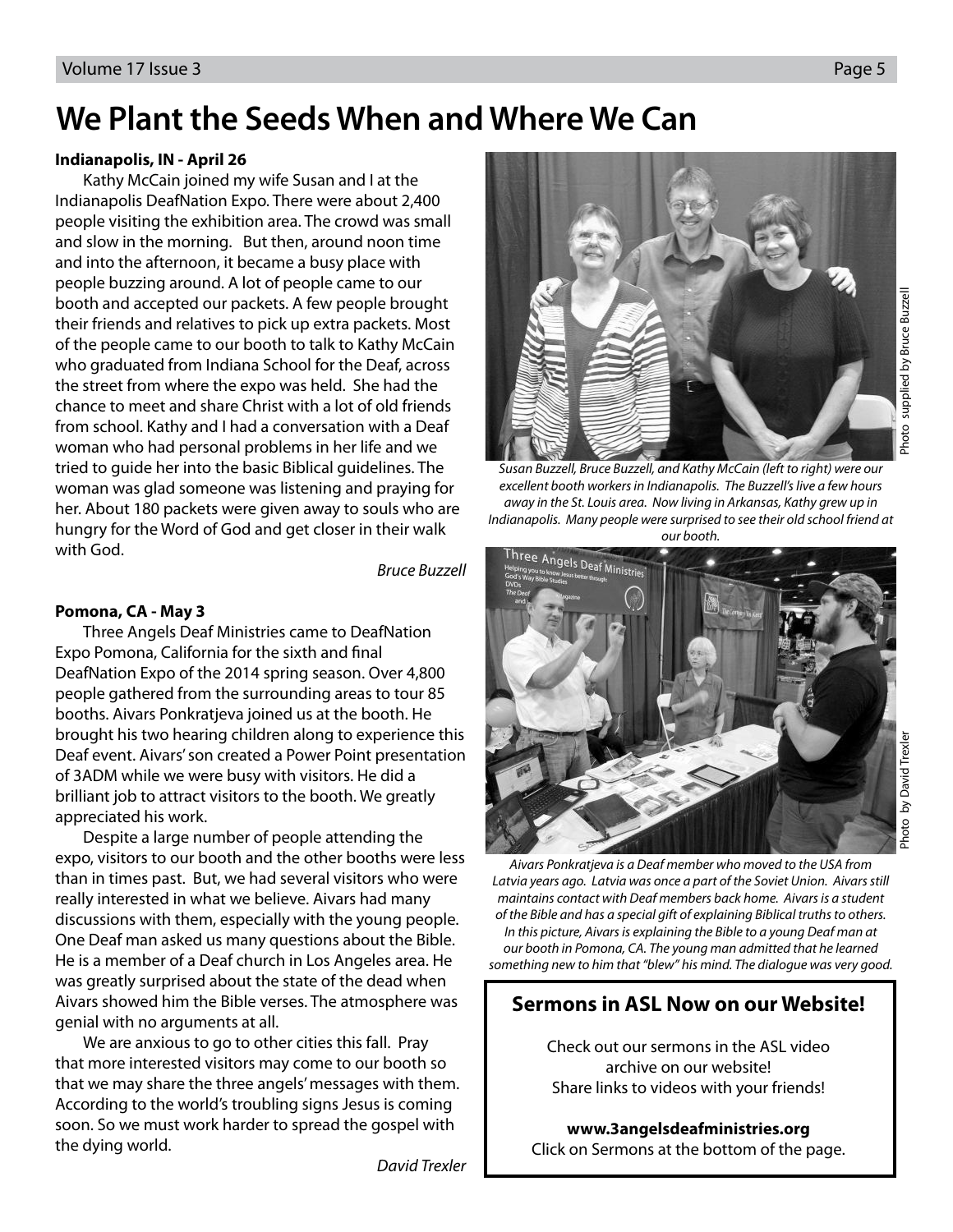# We Plant the Seeds When and Where We Can

**Indianapolis, IN - April 26**

Kathy McCain joined my wife Susan and I at the Indianapolis DeafNation Expo. There were about 2,400 people visiting the exhibition area. The crowd was small and slow in the morning. But then, around noon time and into the afternoon, it became a busy place with people buzzing around. A lot of people came to our booth and accepted our packets. A few people brought their friends and relatives to pick up extra packets. Most of the people came to our booth to talk to Kathy McCain who graduated from Indiana School for the Deaf, across the street from where the expo was held. She had the chance to meet and share Christ with a lot of old friends from school. Kathy and I had a conversation with a Deaf woman who had personal problems in her life and we tried to guide her into the basic Biblical guidelines. The woman was glad someone was listening and praying for her. About 180 packets were given away to souls who are hungry for the Word of God and get closer in their walk with God.

*Bruce Buzzell*

**Pomona, CA - May 3**

Three Angels Deaf Ministries came to DeafNation Expo Pomona, California for the sixth and final DeafNation Expo of the 2014 spring season. Over 4,800 people gathered from the surrounding areas to tour 85 booths. Aivars Ponkratjeva joined us at the booth. He brought his two hearing children along to experience this Deaf event. Aivars' son created a Power Point presentation of 3ADM while we were busy with visitors. He did a brilliant job to attract visitors to the booth. We greatly appreciated his work.

Despite a large number of people attending the expo, visitors to our booth and the other booths were less than in times past. But, we had several visitors who were really interested in what we believe. Aivars had many discussions with them, especially with the young people. One Deaf man asked us many questions about the Bible. He is a member of a Deaf church in Los Angeles area. He was greatly surprised about the state of the dead when Aivars showed him the Bible verses. The atmosphere was genial with no arguments at all.

We are anxious to go to other cities this fall. Pray that more interested visitors may come to our booth so that we may share the three angels' messages with them. According to the world's troubling signs Jesus is coming soon. So we must work harder to spread the gospel with the dying world.

*David Trexler*

Photo supplied by Bruce Buzzell

*Susan Buzzell, Bruce Buzzell, and Kathy McCain (left to right) were our excellent booth workers in Indianapolis. The Buzzell's live a few hours away in the St. Louis area. Now living in Arkansas, Kathy grew up in Indianapolis. Many people were surprised to see their old school friend at our booth.*

Photo by David Trexler

*Aivars Ponkratjeva is a Deaf member who moved to the USA from Latvia years ago. Latvia was once a part of the Soviet Union. Aivars still maintains contact with Deaf members back home. Aivars is a student of the Bible and has a special gift of explaining Biblical truths to others. In this picture, Aivars is explaining the Bible to a young Deaf man at our booth in Pomona, CA. The young man admitted that he learned something new to him that "blew" his mind. The dialogue was very good.*

## Sermons in ASL Now on our Website!

Check out our sermons in the ASL video archive on our website!
Share links to videos with your friends!

**www.3angelsdeafministries.org**
Click on Sermons at the bottom of the page.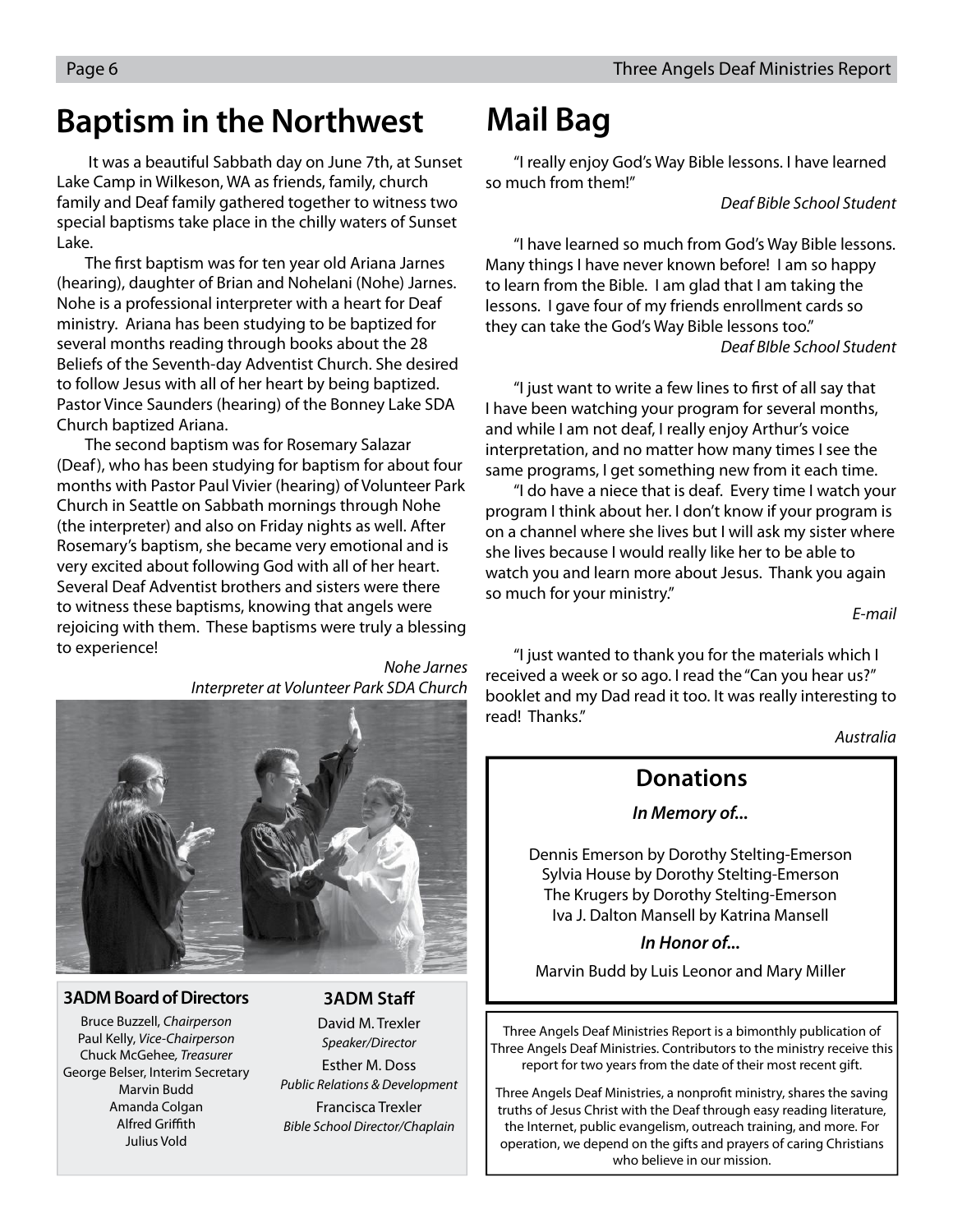# Baptism in the Northwest

It was a beautiful Sabbath day on June 7th, at Sunset Lake Camp in Wilkeson, WA as friends, family, church family and Deaf family gathered together to witness two special baptisms take place in the chilly waters of Sunset Lake.

The first baptism was for ten year old Ariana Jarnes (hearing), daughter of Brian and Nohelani (Nohe) Jarnes. Nohe is a professional interpreter with a heart for Deaf ministry. Ariana has been studying to be baptized for several months reading through books about the 28 Beliefs of the Seventh-day Adventist Church. She desired to follow Jesus with all of her heart by being baptized. Pastor Vince Saunders (hearing) of the Bonney Lake SDA Church baptized Ariana.

The second baptism was for Rosemary Salazar (Deaf), who has been studying for baptism for about four months with Pastor Paul Vivier (hearing) of Volunteer Park Church in Seattle on Sabbath mornings through Nohe (the interpreter) and also on Friday nights as well. After Rosemary's baptism, she became very emotional and is very excited about following God with all of her heart. Several Deaf Adventist brothers and sisters were there to witness these baptisms, knowing that angels were rejoicing with them. These baptisms were truly a blessing to experience!

*Nohe Jarnes*
*Interpreter at Volunteer Park SDA Church*

### 3ADM Board of Directors

Bruce Buzzell, *Chairperson*
Paul Kelly, *Vice-Chairperson*
Chuck McGehee, *Treasurer*
George Belser, Interim Secretary
Marvin Budd
Amanda Colgan
Alfred Griffith
Julius Vold

### 3ADM Staff

David M. Trexler
*Speaker/Director*
Esther M. Doss
*Public Relations & Development*
Francisca Trexler
*Bible School Director/Chaplain*

# Mail Bag

"I really enjoy God's Way Bible lessons. I have learned so much from them!"

*Deaf Bible School Student*

"I have learned so much from God's Way Bible lessons. Many things I have never known before! I am so happy to learn from the Bible. I am glad that I am taking the lessons. I gave four of my friends enrollment cards so they can take the God's Way Bible lessons too."

*Deaf BIble School Student*

"I just want to write a few lines to first of all say that I have been watching your program for several months, and while I am not deaf, I really enjoy Arthur's voice interpretation, and no matter how many times I see the same programs, I get something new from it each time.

"I do have a niece that is deaf. Every time I watch your program I think about her. I don't know if your program is on a channel where she lives but I will ask my sister where she lives because I would really like her to be able to watch you and learn more about Jesus. Thank you again so much for your ministry."

*E-mail*

"I just wanted to thank you for the materials which I received a week or so ago. I read the "Can you hear us?" booklet and my Dad read it too. It was really interesting to read! Thanks."

*Australia*

## Donations

***In Memory of...***

Dennis Emerson by Dorothy Stelting-Emerson
Sylvia House by Dorothy Stelting-Emerson
The Krugers by Dorothy Stelting-Emerson
Iva J. Dalton Mansell by Katrina Mansell

***In Honor of...***

Marvin Budd by Luis Leonor and Mary Miller

Three Angels Deaf Ministries Report is a bimonthly publication of Three Angels Deaf Ministries. Contributors to the ministry receive this report for two years from the date of their most recent gift.

Three Angels Deaf Ministries, a nonprofit ministry, shares the saving truths of Jesus Christ with the Deaf through easy reading literature, the Internet, public evangelism, outreach training, and more. For operation, we depend on the gifts and prayers of caring Christians who believe in our mission.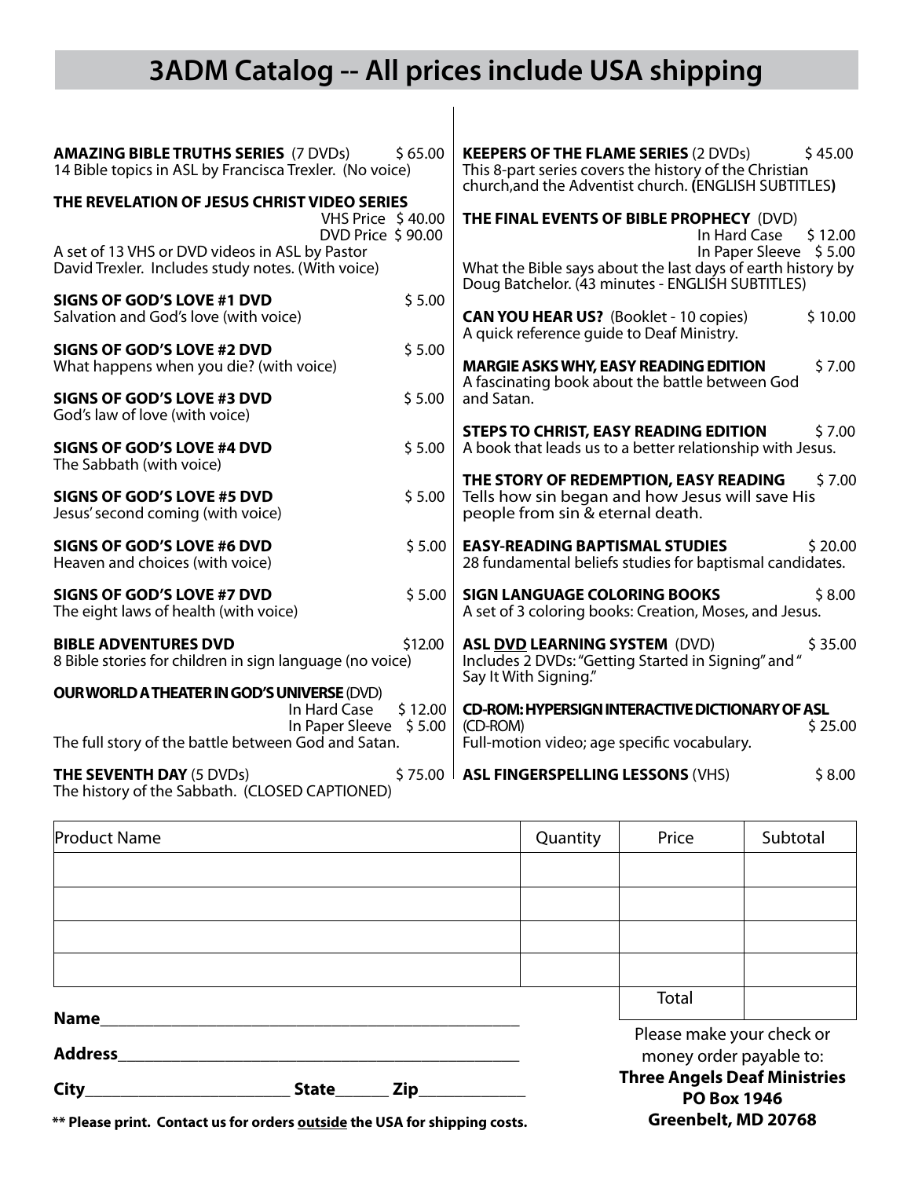# 3ADM Catalog -- All prices include USA shipping

**AMAZING BIBLE TRUTHS SERIES** (7 DVDs) $ 65.00
14 Bible topics in ASL by Francisca Trexler. (No voice)

**THE REVELATION OF JESUS CHRIST VIDEO SERIES**
VHS Price $ 40.00
DVD Price $ 90.00
A set of 13 VHS or DVD videos in ASL by Pastor David Trexler. Includes study notes. (With voice)

**SIGNS OF GOD'S LOVE #1 DVD** $ 5.00
Salvation and God's love (with voice)

**SIGNS OF GOD'S LOVE #2 DVD** $ 5.00
What happens when you die? (with voice)

**SIGNS OF GOD'S LOVE #3 DVD** $ 5.00
God's law of love (with voice)

**SIGNS OF GOD'S LOVE #4 DVD** $ 5.00
The Sabbath (with voice)

**SIGNS OF GOD'S LOVE #5 DVD** $ 5.00
Jesus' second coming (with voice)

**SIGNS OF GOD'S LOVE #6 DVD** $ 5.00
Heaven and choices (with voice)

**SIGNS OF GOD'S LOVE #7 DVD** $ 5.00
The eight laws of health (with voice)

**BIBLE ADVENTURES DVD** $12.00
8 Bible stories for children in sign language (no voice)

**OUR WORLD A THEATER IN GOD'S UNIVERSE** (DVD)
In Hard Case $ 12.00
In Paper Sleeve $ 5.00
The full story of the battle between God and Satan.

**THE SEVENTH DAY** (5 DVDs) $ 75.00
The history of the Sabbath. (CLOSED CAPTIONED)

**KEEPERS OF THE FLAME SERIES** (2 DVDs) $ 45.00
This 8-part series covers the history of the Christian church,and the Adventist church. **(**ENGLISH SUBTITLES**)**

**THE FINAL EVENTS OF BIBLE PROPHECY** (DVD)
In Hard Case $ 12.00
In Paper Sleeve $ 5.00
What the Bible says about the last days of earth history by Doug Batchelor. (43 minutes - ENGLISH SUBTITLES)

**CAN YOU HEAR US?** (Booklet - 10 copies) $ 10.00
A quick reference guide to Deaf Ministry.

**MARGIE ASKS WHY, EASY READING EDITION** $ 7.00
A fascinating book about the battle between God and Satan.

**STEPS TO CHRIST, EASY READING EDITION** $ 7.00
A book that leads us to a better relationship with Jesus.

**THE STORY OF REDEMPTION, EASY READING** $ 7.00
Tells how sin began and how Jesus will save His people from sin & eternal death.

**EASY-READING BAPTISMAL STUDIES** $ 20.00
28 fundamental beliefs studies for baptismal candidates.

**SIGN LANGUAGE COLORING BOOKS** $ 8.00
A set of 3 coloring books: Creation, Moses, and Jesus.

**ASL DVD LEARNING SYSTEM** (DVD) $ 35.00
Includes 2 DVDs: "Getting Started in Signing" and " Say It With Signing."

**CD-ROM: HYPERSIGN INTERACTIVE DICTIONARY OF ASL**
(CD-ROM) $ 25.00
Full-motion video; age specific vocabulary.

**ASL FINGERSPELLING LESSONS** (VHS) $ 8.00

| Product Name | Quantity | Price | Subtotal |
|---|---|---|---|
| | | | |
| | | | |
| | | | |
| | | | |
| | | Total | |

**Name**_______________________________________________

**Address**_____________________________________________

**City**______________________ **State**______ **Zip**____________

**\*\* Please print. Contact us for orders outside the USA for shipping costs.**

Please make your check or money order payable to:
**Three Angels Deaf Ministries**
**PO Box 1946**
**Greenbelt, MD 20768**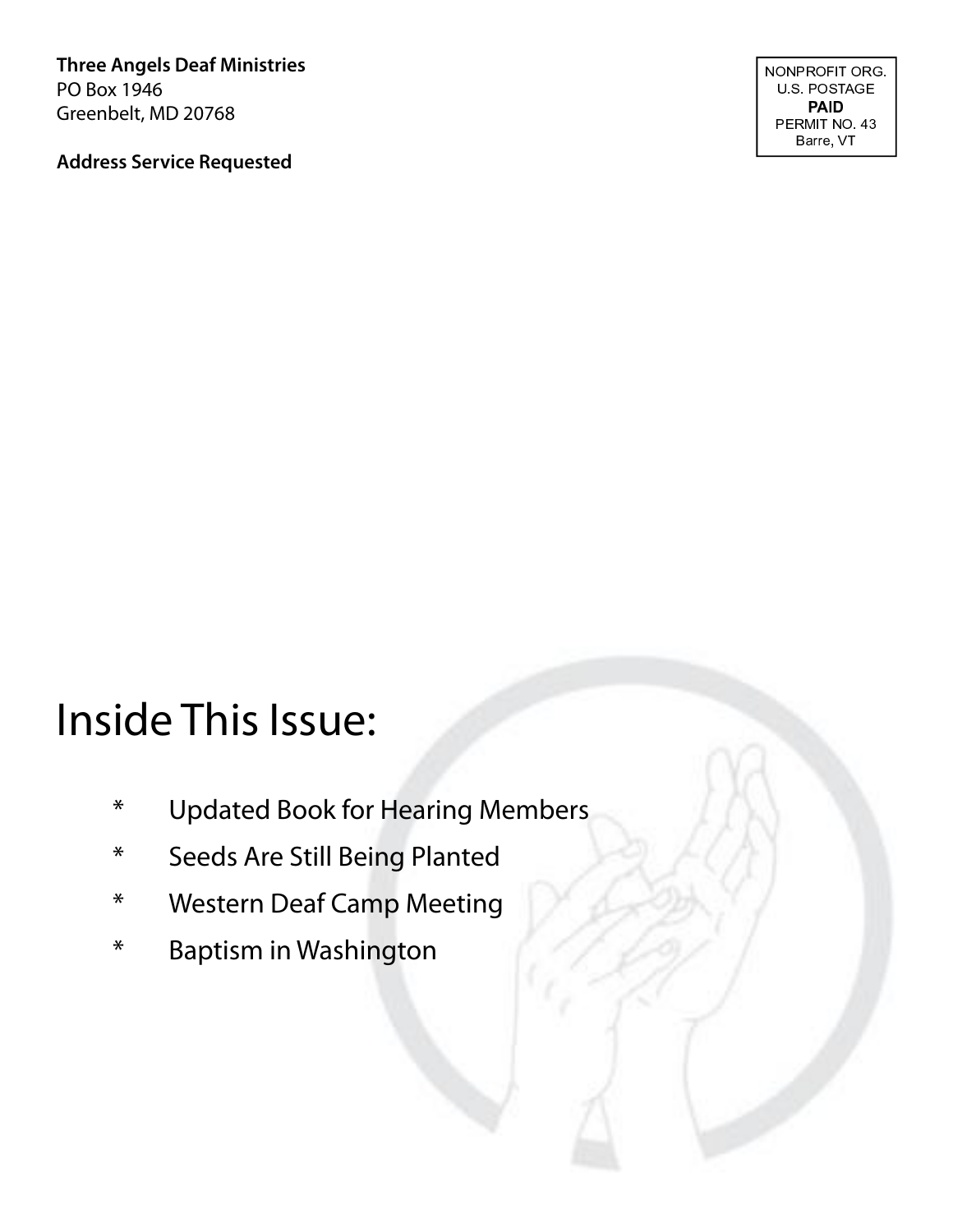**Three Angels Deaf Ministries**
PO Box 1946
Greenbelt, MD 20768

**Address Service Requested**

NONPROFIT ORG.
U.S. POSTAGE
**PAID**
PERMIT NO. 43
Barre, VT

# Inside This Issue:

- Updated Book for Hearing Members
- Seeds Are Still Being Planted
- Western Deaf Camp Meeting
- Baptism in Washington